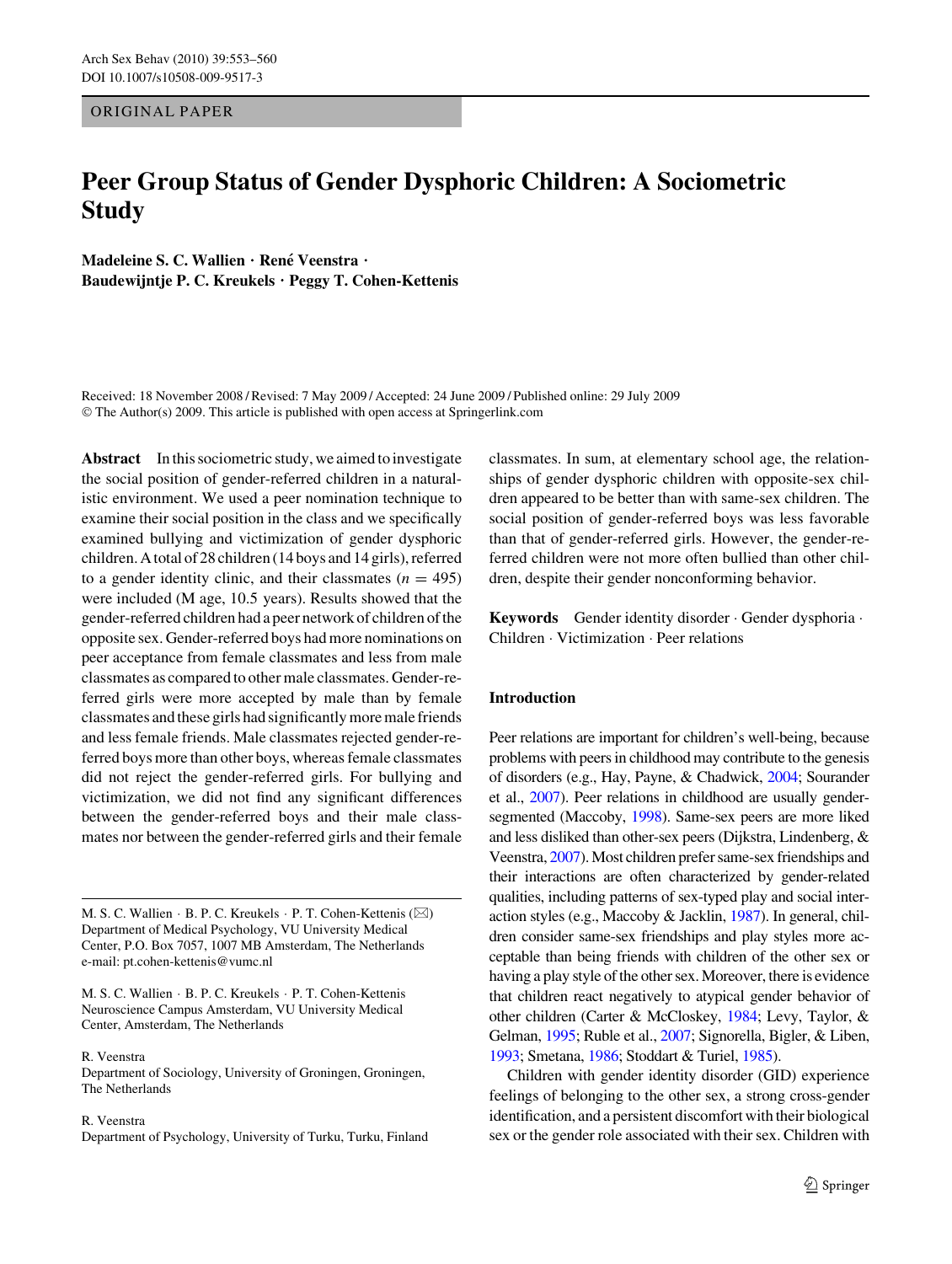ORIGINAL PAPER

# Peer Group Status of Gender Dysphoric Children: A Sociometric Study

**Madeleine S. C. Wallien · René Veenstra · Baudewijntje P. C. Kreukels · Peggy T. Cohen-Kettenis**

Received: 18 November 2008 / Revised: 7 May 2009 / Accepted: 24 June 2009 / Published online: 29 July 2009
© The Author(s) 2009. This article is published with open access at Springerlink.com

**Abstract** In this sociometric study, we aimed to investigate the social position of gender-referred children in a naturalistic environment. We used a peer nomination technique to examine their social position in the class and we specifically examined bullying and victimization of gender dysphoric children. A total of 28 children (14 boys and 14 girls), referred to a gender identity clinic, and their classmates ($n = 495$) were included (M age, 10.5 years). Results showed that the gender-referred children had a peer network of children of the opposite sex. Gender-referred boys had more nominations on peer acceptance from female classmates and less from male classmates as compared to other male classmates. Gender-referred girls were more accepted by male than by female classmates and these girls had significantly more male friends and less female friends. Male classmates rejected gender-referred boys more than other boys, whereas female classmates did not reject the gender-referred girls. For bullying and victimization, we did not find any significant differences between the gender-referred boys and their male classmates nor between the gender-referred girls and their female classmates. In sum, at elementary school age, the relationships of gender dysphoric children with opposite-sex children appeared to be better than with same-sex children. The social position of gender-referred boys was less favorable than that of gender-referred girls. However, the gender-referred children were not more often bullied than other children, despite their gender nonconforming behavior.

**Keywords** Gender identity disorder · Gender dysphoria · Children · Victimization · Peer relations

M. S. C. Wallien · B. P. C. Kreukels · P. T. Cohen-Kettenis (✉)
Department of Medical Psychology, VU University Medical Center, P.O. Box 7057, 1007 MB Amsterdam, The Netherlands
e-mail: pt.cohen-kettenis@vumc.nl

M. S. C. Wallien · B. P. C. Kreukels · P. T. Cohen-Kettenis
Neuroscience Campus Amsterdam, VU University Medical Center, Amsterdam, The Netherlands

R. Veenstra
Department of Sociology, University of Groningen, Groningen, The Netherlands

R. Veenstra
Department of Psychology, University of Turku, Turku, Finland

## Introduction

Peer relations are important for children's well-being, because problems with peers in childhood may contribute to the genesis of disorders (e.g., Hay, Payne, & Chadwick, 2004; Sourander et al., 2007). Peer relations in childhood are usually gender-segmented (Maccoby, 1998). Same-sex peers are more liked and less disliked than other-sex peers (Dijkstra, Lindenberg, & Veenstra, 2007). Most children prefer same-sex friendships and their interactions are often characterized by gender-related qualities, including patterns of sex-typed play and social interaction styles (e.g., Maccoby & Jacklin, 1987). In general, children consider same-sex friendships and play styles more acceptable than being friends with children of the other sex or having a play style of the other sex. Moreover, there is evidence that children react negatively to atypical gender behavior of other children (Carter & McCloskey, 1984; Levy, Taylor, & Gelman, 1995; Ruble et al., 2007; Signorella, Bigler, & Liben, 1993; Smetana, 1986; Stoddart & Turiel, 1985).

Children with gender identity disorder (GID) experience feelings of belonging to the other sex, a strong cross-gender identification, and a persistent discomfort with their biological sex or the gender role associated with their sex. Children with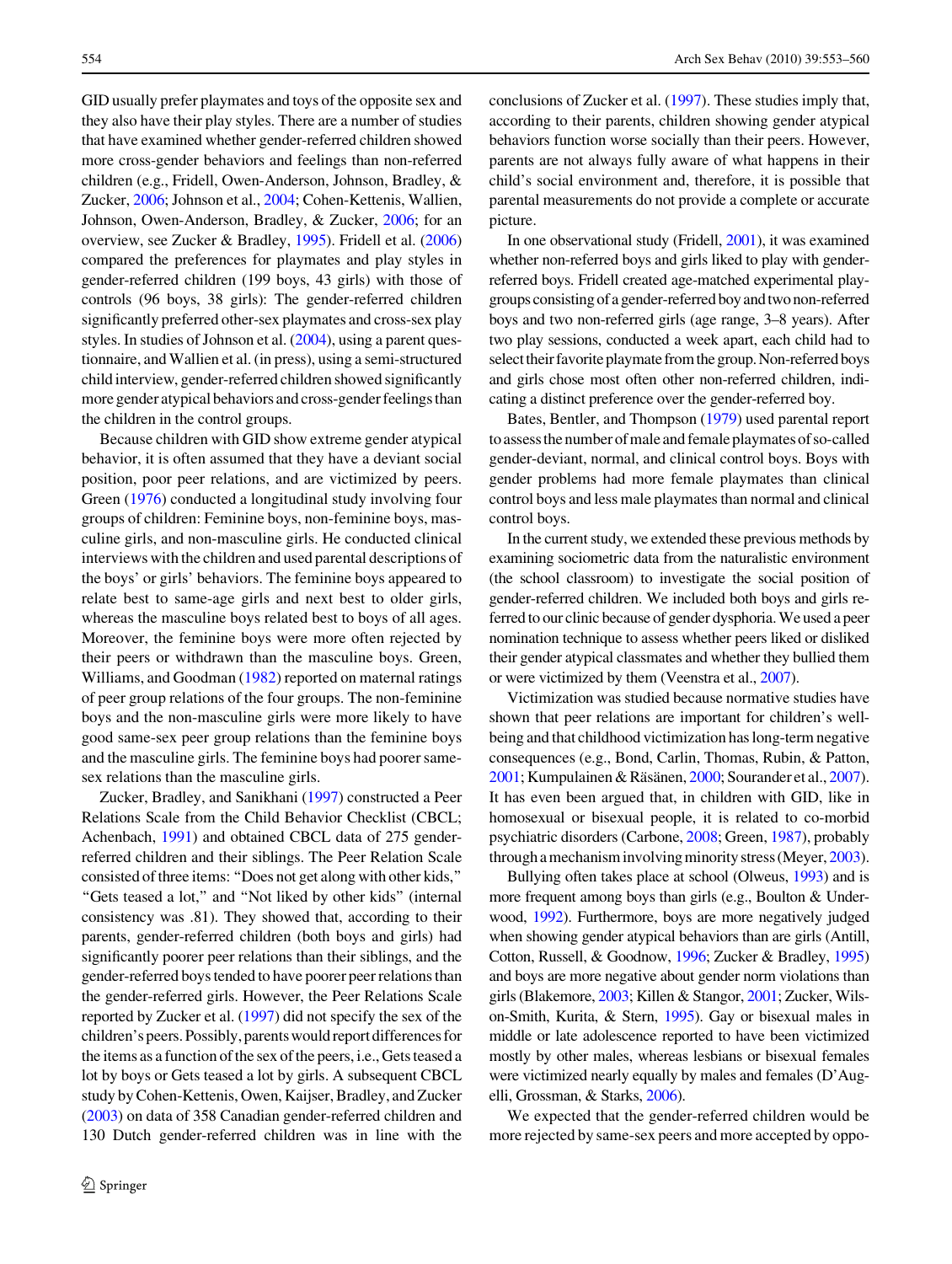GID usually prefer playmates and toys of the opposite sex and they also have their play styles. There are a number of studies that have examined whether gender-referred children showed more cross-gender behaviors and feelings than non-referred children (e.g., Fridell, Owen-Anderson, Johnson, Bradley, & Zucker, 2006; Johnson et al., 2004; Cohen-Kettenis, Wallien, Johnson, Owen-Anderson, Bradley, & Zucker, 2006; for an overview, see Zucker & Bradley, 1995). Fridell et al. (2006) compared the preferences for playmates and play styles in gender-referred children (199 boys, 43 girls) with those of controls (96 boys, 38 girls): The gender-referred children significantly preferred other-sex playmates and cross-sex play styles. In studies of Johnson et al. (2004), using a parent questionnaire, and Wallien et al. (in press), using a semi-structured child interview, gender-referred children showed significantly more gender atypical behaviors and cross-gender feelings than the children in the control groups.

Because children with GID show extreme gender atypical behavior, it is often assumed that they have a deviant social position, poor peer relations, and are victimized by peers. Green (1976) conducted a longitudinal study involving four groups of children: Feminine boys, non-feminine boys, masculine girls, and non-masculine girls. He conducted clinical interviews with the children and used parental descriptions of the boys' or girls' behaviors. The feminine boys appeared to relate best to same-age girls and next best to older girls, whereas the masculine boys related best to boys of all ages. Moreover, the feminine boys were more often rejected by their peers or withdrawn than the masculine boys. Green, Williams, and Goodman (1982) reported on maternal ratings of peer group relations of the four groups. The non-feminine boys and the non-masculine girls were more likely to have good same-sex peer group relations than the feminine boys and the masculine girls. The feminine boys had poorer same-sex relations than the masculine girls.

Zucker, Bradley, and Sanikhani (1997) constructed a Peer Relations Scale from the Child Behavior Checklist (CBCL; Achenbach, 1991) and obtained CBCL data of 275 gender-referred children and their siblings. The Peer Relations Scale consisted of three items: "Does not get along with other kids," "Gets teased a lot," and "Not liked by other kids" (internal consistency was .81). They showed that, according to their parents, gender-referred children (both boys and girls) had significantly poorer peer relations than their siblings, and the gender-referred boys tended to have poorer peer relations than the gender-referred girls. However, the Peer Relations Scale reported by Zucker et al. (1997) did not specify the sex of the children's peers. Possibly, parents would report differences for the items as a function of the sex of the peers, i.e., Gets teased a lot by boys or Gets teased a lot by girls. A subsequent CBCL study by Cohen-Kettenis, Owen, Kaijser, Bradley, and Zucker (2003) on data of 358 Canadian gender-referred children and 130 Dutch gender-referred children was in line with the conclusions of Zucker et al. (1997). These studies imply that, according to their parents, children showing gender atypical behaviors function worse socially than their peers. However, parents are not always fully aware of what happens in their child's social environment and, therefore, it is possible that parental measurements do not provide a complete or accurate picture.

In one observational study (Fridell, 2001), it was examined whether non-referred boys and girls liked to play with gender-referred boys. Fridell created age-matched experimental playgroups consisting of a gender-referred boy and two non-referred boys and two non-referred girls (age range, 3–8 years). After two play sessions, conducted a week apart, each child had to select their favorite playmate from the group. Non-referred boys and girls chose most often other non-referred children, indicating a distinct preference over the gender-referred boy.

Bates, Bentler, and Thompson (1979) used parental report to assess the number of male and female playmates of so-called gender-deviant, normal, and clinical control boys. Boys with gender problems had more female playmates than clinical control boys and less male playmates than normal and clinical control boys.

In the current study, we extended these previous methods by examining sociometric data from the naturalistic environment (the school classroom) to investigate the social position of gender-referred children. We included both boys and girls referred to our clinic because of gender dysphoria. We used a peer nomination technique to assess whether peers liked or disliked their gender atypical classmates and whether they bullied them or were victimized by them (Veenstra et al., 2007).

Victimization was studied because normative studies have shown that peer relations are important for children's well-being and that childhood victimization has long-term negative consequences (e.g., Bond, Carlin, Thomas, Rubin, & Patton, 2001; Kumpulainen & Räsänen, 2000; Sourander et al., 2007). It has even been argued that, in children with GID, like in homosexual or bisexual people, it is related to co-morbid psychiatric disorders (Carbone, 2008; Green, 1987), probably through a mechanism involving minority stress (Meyer, 2003).

Bullying often takes place at school (Olweus, 1993) and is more frequent among boys than girls (e.g., Boulton & Underwood, 1992). Furthermore, boys are more negatively judged when showing gender atypical behaviors than are girls (Antill, Cotton, Russell, & Goodnow, 1996; Zucker & Bradley, 1995) and boys are more negative about gender norm violations than girls (Blakemore, 2003; Killen & Stangor, 2001; Zucker, Wilson-Smith, Kurita, & Stern, 1995). Gay or bisexual males in middle or late adolescence reported to have been victimized mostly by other males, whereas lesbians or bisexual females were victimized nearly equally by males and females (D'Augelli, Grossman, & Starks, 2006).

We expected that the gender-referred children would be more rejected by same-sex peers and more accepted by oppo-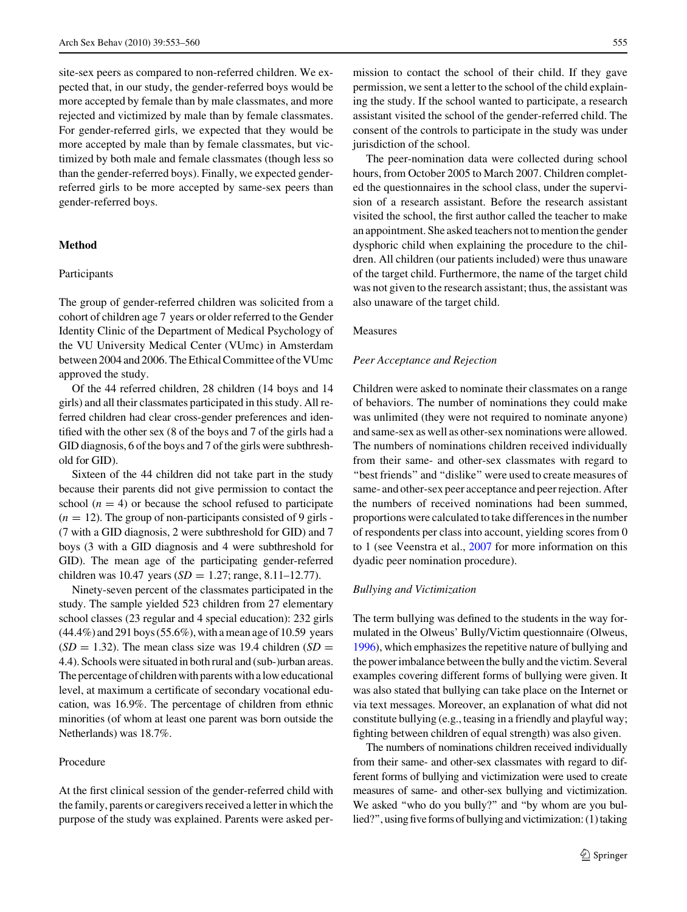site-sex peers as compared to non-referred children. We expected that, in our study, the gender-referred boys would be more accepted by female than by male classmates, and more rejected and victimized by male than by female classmates. For gender-referred girls, we expected that they would be more accepted by male than by female classmates, but victimized by both male and female classmates (though less so than the gender-referred boys). Finally, we expected gender-referred girls to be more accepted by same-sex peers than gender-referred boys.

## Method

### Participants

The group of gender-referred children was solicited from a cohort of children age 7 years or older referred to the Gender Identity Clinic of the Department of Medical Psychology of the VU University Medical Center (VUmc) in Amsterdam between 2004 and 2006. The Ethical Committee of the VUmc approved the study.

Of the 44 referred children, 28 children (14 boys and 14 girls) and all their classmates participated in this study. All referred children had clear cross-gender preferences and identified with the other sex (8 of the boys and 7 of the girls had a GID diagnosis, 6 of the boys and 7 of the girls were subthreshold for GID).

Sixteen of the 44 children did not take part in the study because their parents did not give permission to contact the school ($n = 4$) or because the school refused to participate ($n = 12$). The group of non-participants consisted of 9 girls - (7 with a GID diagnosis, 2 were subthreshold for GID) and 7 boys (3 with a GID diagnosis and 4 were subthreshold for GID). The mean age of the participating gender-referred children was 10.47 years ($SD = 1.27$; range, 8.11–12.77).

Ninety-seven percent of the classmates participated in the study. The sample yielded 523 children from 27 elementary school classes (23 regular and 4 special education): 232 girls (44.4%) and 291 boys (55.6%), with a mean age of 10.59 years ($SD = 1.32$). The mean class size was 19.4 children ($SD = 4.4$). Schools were situated in both rural and (sub-)urban areas. The percentage of children with parents with a low educational level, at maximum a certificate of secondary vocational education, was 16.9%. The percentage of children from ethnic minorities (of whom at least one parent was born outside the Netherlands) was 18.7%.

### Procedure

At the first clinical session of the gender-referred child with the family, parents or caregivers received a letter in which the purpose of the study was explained. Parents were asked permission to contact the school of their child. If they gave permission, we sent a letter to the school of the child explaining the study. If the school wanted to participate, a research assistant visited the school of the gender-referred child. The consent of the controls to participate in the study was under jurisdiction of the school.

The peer-nomination data were collected during school hours, from October 2005 to March 2007. Children completed the questionnaires in the school class, under the supervision of a research assistant. Before the research assistant visited the school, the first author called the teacher to make an appointment. She asked teachers not to mention the gender dysphoric child when explaining the procedure to the children. All children (our patients included) were thus unaware of the target child. Furthermore, the name of the target child was not given to the research assistant; thus, the assistant was also unaware of the target child.

### Measures

#### *Peer Acceptance and Rejection*

Children were asked to nominate their classmates on a range of behaviors. The number of nominations they could make was unlimited (they were not required to nominate anyone) and same-sex as well as other-sex nominations were allowed. The numbers of nominations children received individually from their same- and other-sex classmates with regard to "best friends" and "dislike" were used to create measures of same- and other-sex peer acceptance and peer rejection. After the numbers of received nominations had been summed, proportions were calculated to take differences in the number of respondents per class into account, yielding scores from 0 to 1 (see Veenstra et al., 2007 for more information on this dyadic peer nomination procedure).

#### *Bullying and Victimization*

The term bullying was defined to the students in the way formulated in the Olweus' Bully/Victim questionnaire (Olweus, 1996), which emphasizes the repetitive nature of bullying and the power imbalance between the bully and the victim. Several examples covering different forms of bullying were given. It was also stated that bullying can take place on the Internet or via text messages. Moreover, an explanation of what did not constitute bullying (e.g., teasing in a friendly and playful way; fighting between children of equal strength) was also given.

The numbers of nominations children received individually from their same- and other-sex classmates with regard to different forms of bullying and victimization were used to create measures of same- and other-sex bullying and victimization. We asked "who do you bully?" and "by whom are you bullied?", using five forms of bullying and victimization: (1) taking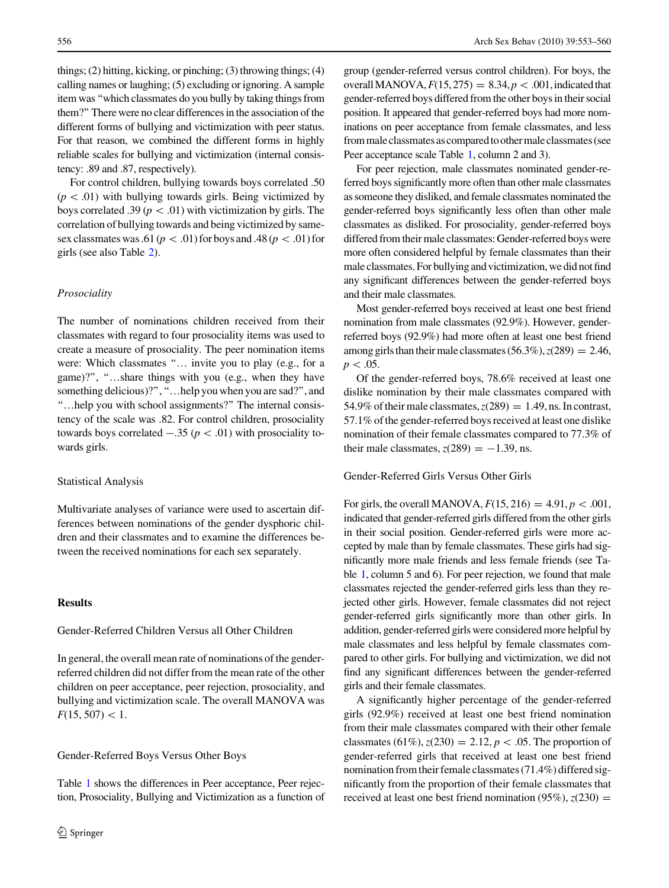things; (2) hitting, kicking, or pinching; (3) throwing things; (4) calling names or laughing; (5) excluding or ignoring. A sample item was "which classmates do you bully by taking things from them?" There were no clear differences in the association of the different forms of bullying and victimization with peer status. For that reason, we combined the different forms in highly reliable scales for bullying and victimization (internal consistency: .89 and .87, respectively).

For control children, bullying towards boys correlated .50 ($p < .01$) with bullying towards girls. Being victimized by boys correlated .39 ($p < .01$) with victimization by girls. The correlation of bullying towards and being victimized by same-sex classmates was .61 ($p < .01$) for boys and .48 ($p < .01$) for girls (see also Table 2).

### *Prosociality*

The number of nominations children received from their classmates with regard to four prosociality items was used to create a measure of prosociality. The peer nomination items were: Which classmates "… invite you to play (e.g., for a game)?", "…share things with you (e.g., when they have something delicious)?", "…help you when you are sad?", and "…help you with school assignments?" The internal consistency of the scale was .82. For control children, prosociality towards boys correlated −.35 ($p < .01$) with prosociality towards girls.

## Statistical Analysis

Multivariate analyses of variance were used to ascertain differences between nominations of the gender dysphoric children and their classmates and to examine the differences between the received nominations for each sex separately.

# Results

## Gender-Referred Children Versus all Other Children

In general, the overall mean rate of nominations of the gender-referred children did not differ from the mean rate of the other children on peer acceptance, peer rejection, prosociality, and bullying and victimization scale. The overall MANOVA was $F(15, 507) < 1$.

## Gender-Referred Boys Versus Other Boys

Table 1 shows the differences in Peer acceptance, Peer rejection, Prosociality, Bullying and Victimization as a function of group (gender-referred versus control children). For boys, the overall MANOVA, $F(15, 275) = 8.34, p < .001$, indicated that gender-referred boys differed from the other boys in their social position. It appeared that gender-referred boys had more nominations on peer acceptance from female classmates, and less from male classmates as compared to other male classmates (see Peer acceptance scale Table 1, column 2 and 3).

For peer rejection, male classmates nominated gender-referred boys significantly more often than other male classmates as someone they disliked, and female classmates nominated the gender-referred boys significantly less often than other male classmates as disliked. For prosociality, gender-referred boys differed from their male classmates: Gender-referred boys were more often considered helpful by female classmates than their male classmates. For bullying and victimization, we did not find any significant differences between the gender-referred boys and their male classmates.

Most gender-referred boys received at least one best friend nomination from male classmates (92.9%). However, gender-referred boys (92.9%) had more often at least one best friend among girls than their male classmates (56.3%), $z(289) = 2.46$, $p < .05$.

Of the gender-referred boys, 78.6% received at least one dislike nomination by their male classmates compared with 54.9% of their male classmates, $z(289) = 1.49$, ns. In contrast, 57.1% of the gender-referred boys received at least one dislike nomination of their female classmates compared to 77.3% of their male classmates, $z(289) = -1.39$, ns.

## Gender-Referred Girls Versus Other Girls

For girls, the overall MANOVA, $F(15, 216) = 4.91, p < .001$, indicated that gender-referred girls differed from the other girls in their social position. Gender-referred girls were more accepted by male than by female classmates. These girls had significantly more male friends and less female friends (see Table 1, column 5 and 6). For peer rejection, we found that male classmates rejected the gender-referred girls less than they rejected other girls. However, female classmates did not reject gender-referred girls significantly more than other girls. In addition, gender-referred girls were considered more helpful by male classmates and less helpful by female classmates compared to other girls. For bullying and victimization, we did not find any significant differences between the gender-referred girls and their female classmates.

A significantly higher percentage of the gender-referred girls (92.9%) received at least one best friend nomination from their male classmates compared with their other female classmates (61%), $z(230) = 2.12, p < .05$. The proportion of gender-referred girls that received at least one best friend nomination from their female classmates (71.4%) differed significantly from the proportion of their female classmates that received at least one best friend nomination (95%), $z(230) =$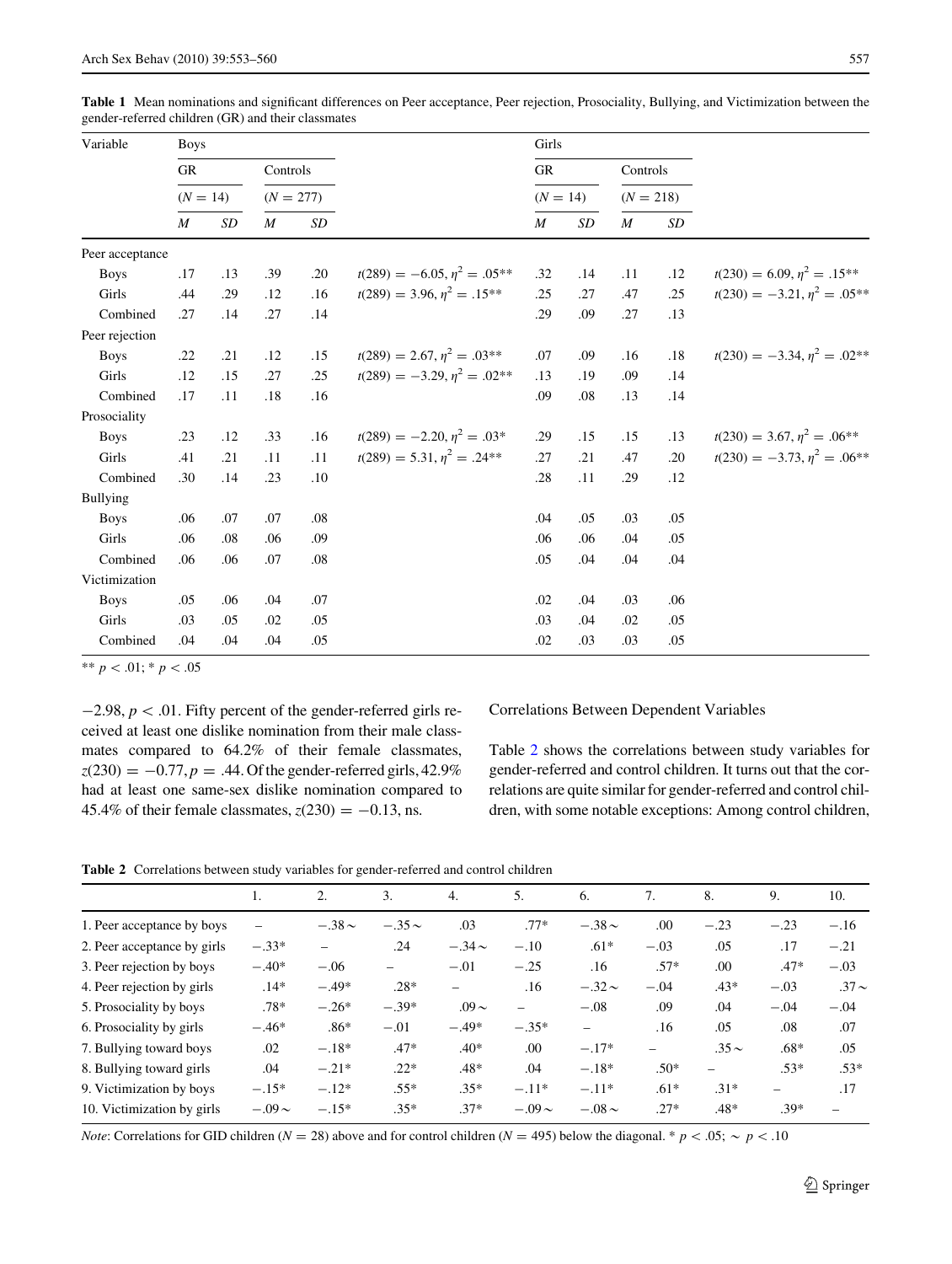**Table 1** Mean nominations and significant differences on Peer acceptance, Peer rejection, Prosociality, Bullying, and Victimization between the gender-referred children (GR) and their classmates

| Variable | Boys | | | | | Girls | | | | |
|---|---|---|---|---|---|---|---|---|---|---|
| | GR | | Controls | | | GR | | Controls | | |
| | ($N = 14$) | | ($N = 277$) | | | ($N = 14$) | | ($N = 218$) | | |
| | $M$ | $SD$ | $M$ | $SD$ | | $M$ | $SD$ | $M$ | $SD$ | |
| Peer acceptance | | | | | | | | | | |
| Boys | .17 | .13 | .39 | .20 | $t(289) = -6.05, \eta^2 = .05$** | .32 | .14 | .11 | .12 | $t(230) = 6.09, \eta^2 = .15$** |
| Girls | .44 | .29 | .12 | .16 | $t(289) = 3.96, \eta^2 = .15$** | .25 | .27 | .47 | .25 | $t(230) = -3.21, \eta^2 = .05$** |
| Combined | .27 | .14 | .27 | .14 | | .29 | .09 | .27 | .13 | |
| Peer rejection | | | | | | | | | | |
| Boys | .22 | .21 | .12 | .15 | $t(289) = 2.67, \eta^2 = .03$** | .07 | .09 | .16 | .18 | $t(230) = -3.34, \eta^2 = .02$** |
| Girls | .12 | .15 | .27 | .25 | $t(289) = -3.29, \eta^2 = .02$** | .13 | .19 | .09 | .14 | |
| Combined | .17 | .11 | .18 | .16 | | .09 | .08 | .13 | .14 | |
| Prosociality | | | | | | | | | | |
| Boys | .23 | .12 | .33 | .16 | $t(289) = -2.20, \eta^2 = .03$* | .29 | .15 | .15 | .13 | $t(230) = 3.67, \eta^2 = .06$** |
| Girls | .41 | .21 | .11 | .11 | $t(289) = 5.31, \eta^2 = .24$** | .27 | .21 | .47 | .20 | $t(230) = -3.73, \eta^2 = .06$** |
| Combined | .30 | .14 | .23 | .10 | | .28 | .11 | .29 | .12 | |
| Bullying | | | | | | | | | | |
| Boys | .06 | .07 | .07 | .08 | | .04 | .05 | .03 | .05 | |
| Girls | .06 | .08 | .06 | .09 | | .06 | .06 | .04 | .05 | |
| Combined | .06 | .06 | .07 | .08 | | .05 | .04 | .04 | .04 | |
| Victimization | | | | | | | | | | |
| Boys | .05 | .06 | .04 | .07 | | .02 | .04 | .03 | .06 | |
| Girls | .03 | .05 | .02 | .05 | | .03 | .04 | .02 | .05 | |
| Combined | .04 | .04 | .04 | .05 | | .02 | .03 | .03 | .05 | |

** $p < .01$; * $p < .05$

$-2.98$, $p < .01$. Fifty percent of the gender-referred girls received at least one dislike nomination from their male classmates compared to 64.2% of their female classmates, $z(230) = -0.77, p = .44$. Of the gender-referred girls, 42.9% had at least one same-sex dislike nomination compared to 45.4% of their female classmates, $z(230) = -0.13$, ns.

## Correlations Between Dependent Variables

Table 2 shows the correlations between study variables for gender-referred and control children. It turns out that the correlations are quite similar for gender-referred and control children, with some notable exceptions: Among control children,

**Table 2** Correlations between study variables for gender-referred and control children

| | 1. | 2. | 3. | 4. | 5. | 6. | 7. | 8. | 9. | 10. |
|---|---|---|---|---|---|---|---|---|---|---|
| 1. Peer acceptance by boys | – | −.38∼ | −.35∼ | .03 | .77* | −.38∼ | .00 | −.23 | −.23 | −.16 |
| 2. Peer acceptance by girls | −.33* | – | .24 | −.34∼ | −.10 | .61* | −.03 | .05 | .17 | −.21 |
| 3. Peer rejection by boys | −.40* | −.06 | – | −.01 | −.25 | .16 | .57* | .00 | .47* | −.03 |
| 4. Peer rejection by girls | .14* | −.49* | .28* | – | .16 | −.32∼ | −.04 | .43* | −.03 | .37∼ |
| 5. Prosociality by boys | .78* | −.26* | −.39* | .09∼ | – | −.08 | .09 | .04 | −.04 | −.04 |
| 6. Prosociality by girls | −.46* | .86* | −.01 | −.49* | −.35* | – | .16 | .05 | .08 | .07 |
| 7. Bullying toward boys | .02 | −.18* | .47* | .40* | .00 | −.17* | – | .35∼ | .68* | .05 |
| 8. Bullying toward girls | .04 | −.21* | .22* | .48* | .04 | −.18* | .50* | – | .53* | .53* |
| 9. Victimization by boys | −.15* | −.12* | .55* | .35* | −.11* | −.11* | .61* | .31* | – | .17 |
| 10. Victimization by girls | −.09∼ | −.15* | .35* | .37* | −.09∼ | −.08∼ | .27* | .48* | .39* | – |

*Note*: Correlations for GID children ($N = 28$) above and for control children ($N = 495$) below the diagonal. * $p < .05$; ∼ $p < .10$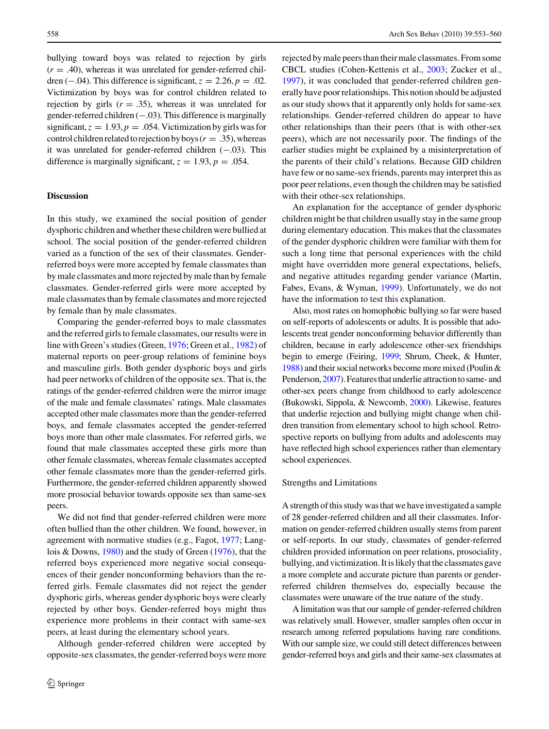bullying toward boys was related to rejection by girls ($r = .40$), whereas it was unrelated for gender-referred children ($-.04$). This difference is significant, $z = 2.26, p = .02$. Victimization by boys was for control children related to rejection by girls ($r = .35$), whereas it was unrelated for gender-referred children ($-.03$). This difference is marginally significant, $z = 1.93, p = .054$. Victimization by girls was for control children related to rejection by boys ($r = .35$), whereas it was unrelated for gender-referred children ($-.03$). This difference is marginally significant, $z = 1.93, p = .054$.

## Discussion

In this study, we examined the social position of gender dysphoric children and whether these children were bullied at school. The social position of the gender-referred children varied as a function of the sex of their classmates. Gender-referred boys were more accepted by female classmates than by male classmates and more rejected by male than by female classmates. Gender-referred girls were more accepted by male classmates than by female classmates and more rejected by female than by male classmates.

Comparing the gender-referred boys to male classmates and the referred girls to female classmates, our results were in line with Green's studies (Green, 1976; Green et al., 1982) of maternal reports on peer-group relations of feminine boys and masculine girls. Both gender dysphoric boys and girls had peer networks of children of the opposite sex. That is, the ratings of the gender-referred children were the mirror image of the male and female classmates' ratings. Male classmates accepted other male classmates more than the gender-referred boys, and female classmates accepted the gender-referred boys more than other male classmates. For referred girls, we found that male classmates accepted these girls more than other female classmates, whereas female classmates accepted other female classmates more than the gender-referred girls. Furthermore, the gender-referred children apparently showed more prosocial behavior towards opposite sex than same-sex peers.

We did not find that gender-referred children were more often bullied than the other children. We found, however, in agreement with normative studies (e.g., Fagot, 1977; Langlois & Downs, 1980) and the study of Green (1976), that the referred boys experienced more negative social consequences of their gender nonconforming behaviors than the referred girls. Female classmates did not reject the gender dysphoric girls, whereas gender dysphoric boys were clearly rejected by other boys. Gender-referred boys might thus experience more problems in their contact with same-sex peers, at least during the elementary school years.

Although gender-referred children were accepted by opposite-sex classmates, the gender-referred boys were more rejected by male peers than their male classmates. From some CBCL studies (Cohen-Kettenis et al., 2003; Zucker et al., 1997), it was concluded that gender-referred children generally have poor relationships. This notion should be adjusted as our study shows that it apparently only holds for same-sex relationships. Gender-referred children do appear to have other relationships than their peers (that is with other-sex peers), which are not necessarily poor. The findings of the earlier studies might be explained by a misinterpretation of the parents of their child's relations. Because GID children have few or no same-sex friends, parents may interpret this as poor peer relations, even though the children may be satisfied with their other-sex relationships.

An explanation for the acceptance of gender dysphoric children might be that children usually stay in the same group during elementary education. This makes that the classmates of the gender dysphoric children were familiar with them for such a long time that personal experiences with the child might have overridden more general expectations, beliefs, and negative attitudes regarding gender variance (Martin, Fabes, Evans, & Wyman, 1999). Unfortunately, we do not have the information to test this explanation.

Also, most rates on homophobic bullying so far were based on self-reports of adolescents or adults. It is possible that adolescents treat gender nonconforming behavior differently than children, because in early adolescence other-sex friendships begin to emerge (Feiring, 1999; Shrum, Cheek, & Hunter, 1988) and their social networks become more mixed (Poulin & Penderson, 2007). Features that underlie attraction to same- and other-sex peers change from childhood to early adolescence (Bukowski, Sippola, & Newcomb, 2000). Likewise, features that underlie rejection and bullying might change when children transition from elementary school to high school. Retrospective reports on bullying from adults and adolescents may have reflected high school experiences rather than elementary school experiences.

### Strengths and Limitations

A strength of this study was that we have investigated a sample of 28 gender-referred children and all their classmates. Information on gender-referred children usually stems from parent or self-reports. In our study, classmates of gender-referred children provided information on peer relations, prosociality, bullying, and victimization. It is likely that the classmates gave a more complete and accurate picture than parents or gender-referred children themselves do, especially because the classmates were unaware of the true nature of the study.

A limitation was that our sample of gender-referred children was relatively small. However, smaller samples often occur in research among referred populations having rare conditions. With our sample size, we could still detect differences between gender-referred boys and girls and their same-sex classmates at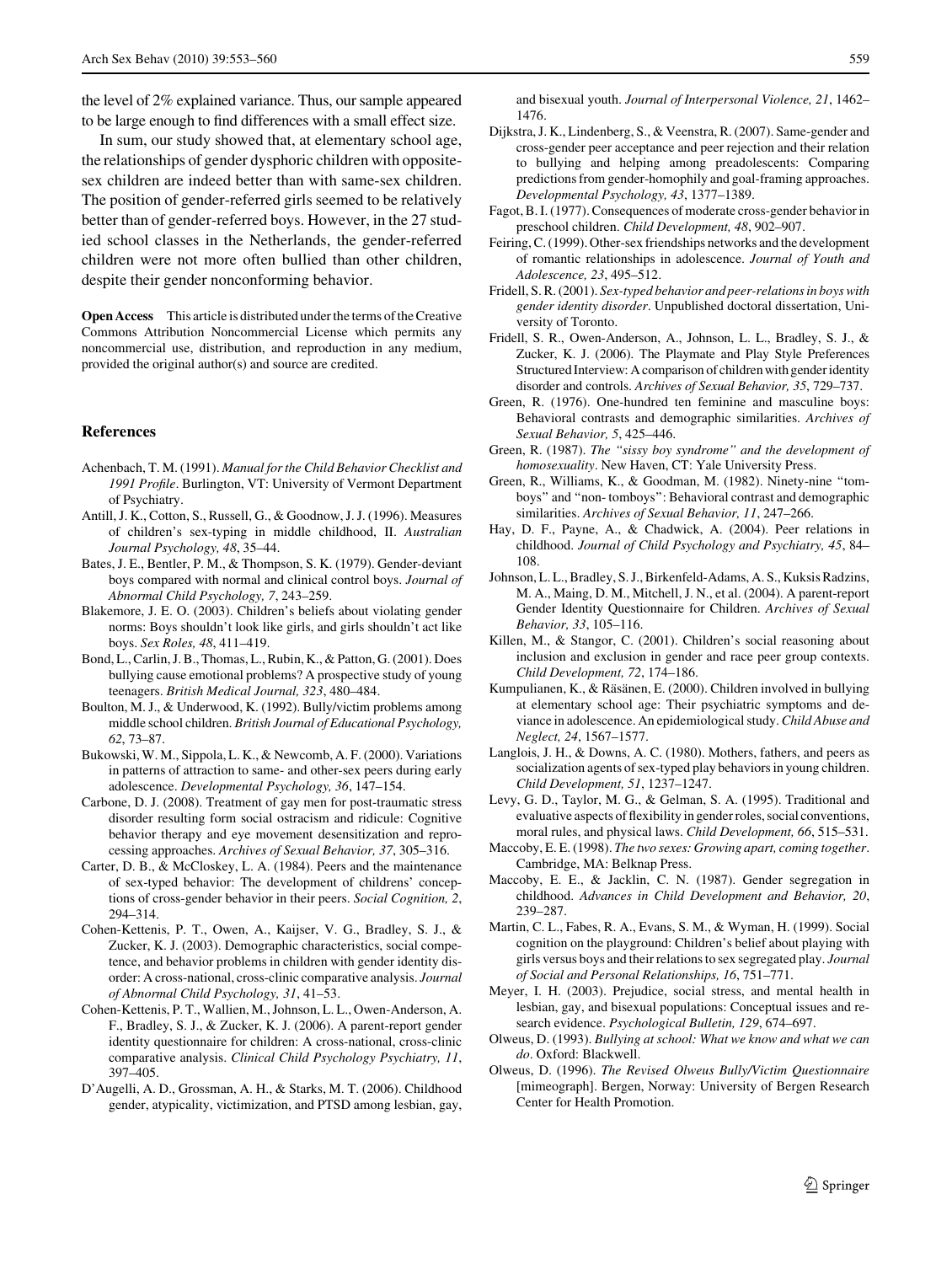the level of 2% explained variance. Thus, our sample appeared to be large enough to find differences with a small effect size.

In sum, our study showed that, at elementary school age, the relationships of gender dysphoric children with opposite-sex children are indeed better than with same-sex children. The position of gender-referred girls seemed to be relatively better than of gender-referred boys. However, in the 27 studied school classes in the Netherlands, the gender-referred children were not more often bullied than other children, despite their gender nonconforming behavior.

**Open Access** This article is distributed under the terms of the Creative Commons Attribution Noncommercial License which permits any noncommercial use, distribution, and reproduction in any medium, provided the original author(s) and source are credited.

## References

Achenbach, T. M. (1991). *Manual for the Child Behavior Checklist and 1991 Profile*. Burlington, VT: University of Vermont Department of Psychiatry.

Antill, J. K., Cotton, S., Russell, G., & Goodnow, J. J. (1996). Measures of children's sex-typing in middle childhood, II. *Australian Journal Psychology, 48*, 35–44.

Bates, J. E., Bentler, P. M., & Thompson, S. K. (1979). Gender-deviant boys compared with normal and clinical control boys. *Journal of Abnormal Child Psychology, 7*, 243–259.

Blakemore, J. E. O. (2003). Children's beliefs about violating gender norms: Boys shouldn't look like girls, and girls shouldn't act like boys. *Sex Roles, 48*, 411–419.

Bond, L., Carlin, J. B., Thomas, L., Rubin, K., & Patton, G. (2001). Does bullying cause emotional problems? A prospective study of young teenagers. *British Medical Journal, 323*, 480–484.

Boulton, M. J., & Underwood, K. (1992). Bully/victim problems among middle school children. *British Journal of Educational Psychology, 62*, 73–87.

Bukowski, W. M., Sippola, L. K., & Newcomb, A. F. (2000). Variations in patterns of attraction to same- and other-sex peers during early adolescence. *Developmental Psychology, 36*, 147–154.

Carbone, D. J. (2008). Treatment of gay men for post-traumatic stress disorder resulting form social ostracism and ridicule: Cognitive behavior therapy and eye movement desensitization and reprocessing approaches. *Archives of Sexual Behavior, 37*, 305–316.

Carter, D. B., & McCloskey, L. A. (1984). Peers and the maintenance of sex-typed behavior: The development of childrens' conceptions of cross-gender behavior in their peers. *Social Cognition, 2*, 294–314.

Cohen-Kettenis, P. T., Owen, A., Kaijser, V. G., Bradley, S. J., & Zucker, K. J. (2003). Demographic characteristics, social competence, and behavior problems in children with gender identity disorder: A cross-national, cross-clinic comparative analysis. *Journal of Abnormal Child Psychology, 31*, 41–53.

Cohen-Kettenis, P. T., Wallien, M., Johnson, L. L., Owen-Anderson, A. F., Bradley, S. J., & Zucker, K. J. (2006). A parent-report gender identity questionnaire for children: A cross-national, cross-clinic comparative analysis. *Clinical Child Psychology Psychiatry, 11*, 397–405.

D'Augelli, A. D., Grossman, A. H., & Starks, M. T. (2006). Childhood gender, atypicality, victimization, and PTSD among lesbian, gay, and bisexual youth. *Journal of Interpersonal Violence, 21*, 1462–1476.

Dijkstra, J. K., Lindenberg, S., & Veenstra, R. (2007). Same-gender and cross-gender peer acceptance and peer rejection and their relation to bullying and helping among preadolescents: Comparing predictions from gender-homophily and goal-framing approaches. *Developmental Psychology, 43*, 1377–1389.

Fagot, B. I. (1977). Consequences of moderate cross-gender behavior in preschool children. *Child Development, 48*, 902–907.

Feiring, C. (1999). Other-sex friendships networks and the development of romantic relationships in adolescence. *Journal of Youth and Adolescence, 23*, 495–512.

Fridell, S. R. (2001). *Sex-typed behavior and peer-relations in boys with gender identity disorder*. Unpublished doctoral dissertation, University of Toronto.

Fridell, S. R., Owen-Anderson, A., Johnson, L. L., Bradley, S. J., & Zucker, K. J. (2006). The Playmate and Play Style Preferences Structured Interview: A comparison of children with gender identity disorder and controls. *Archives of Sexual Behavior, 35*, 729–737.

Green, R. (1976). One-hundred ten feminine and masculine boys: Behavioral contrasts and demographic similarities. *Archives of Sexual Behavior, 5*, 425–446.

Green, R. (1987). *The "sissy boy syndrome" and the development of homosexuality*. New Haven, CT: Yale University Press.

Green, R., Williams, K., & Goodman, M. (1982). Ninety-nine "tomboys" and "non- tomboys": Behavioral contrast and demographic similarities. *Archives of Sexual Behavior, 11*, 247–266.

Hay, D. F., Payne, A., & Chadwick, A. (2004). Peer relations in childhood. *Journal of Child Psychology and Psychiatry, 45*, 84–108.

Johnson, L. L., Bradley, S. J., Birkenfeld-Adams, A. S., Kuksis Radzins, M. A., Maing, D. M., Mitchell, J. N., et al. (2004). A parent-report Gender Identity Questionnaire for Children. *Archives of Sexual Behavior, 33*, 105–116.

Killen, M., & Stangor, C. (2001). Children's social reasoning about inclusion and exclusion in gender and race peer group contexts. *Child Development, 72*, 174–186.

Kumpulianen, K., & Räsänen, E. (2000). Children involved in bullying at elementary school age: Their psychiatric symptoms and deviance in adolescence. An epidemiological study. *Child Abuse and Neglect, 24*, 1567–1577.

Langlois, J. H., & Downs, A. C. (1980). Mothers, fathers, and peers as socialization agents of sex-typed play behaviors in young children. *Child Development, 51*, 1237–1247.

Levy, G. D., Taylor, M. G., & Gelman, S. A. (1995). Traditional and evaluative aspects of flexibility in gender roles, social conventions, moral rules, and physical laws. *Child Development, 66*, 515–531.

Maccoby, E. E. (1998). *The two sexes: Growing apart, coming together*. Cambridge, MA: Belknap Press.

Maccoby, E. E., & Jacklin, C. N. (1987). Gender segregation in childhood. *Advances in Child Development and Behavior, 20*, 239–287.

Martin, C. L., Fabes, R. A., Evans, S. M., & Wyman, H. (1999). Social cognition on the playground: Children's belief about playing with girls versus boys and their relations to sex segregated play. *Journal of Social and Personal Relationships, 16*, 751–771.

Meyer, I. H. (2003). Prejudice, social stress, and mental health in lesbian, gay, and bisexual populations: Conceptual issues and research evidence. *Psychological Bulletin, 129*, 674–697.

Olweus, D. (1993). *Bullying at school: What we know and what we can do*. Oxford: Blackwell.

Olweus, D. (1996). *The Revised Olweus Bully/Victim Questionnaire* [mimeograph]. Bergen, Norway: University of Bergen Research Center for Health Promotion.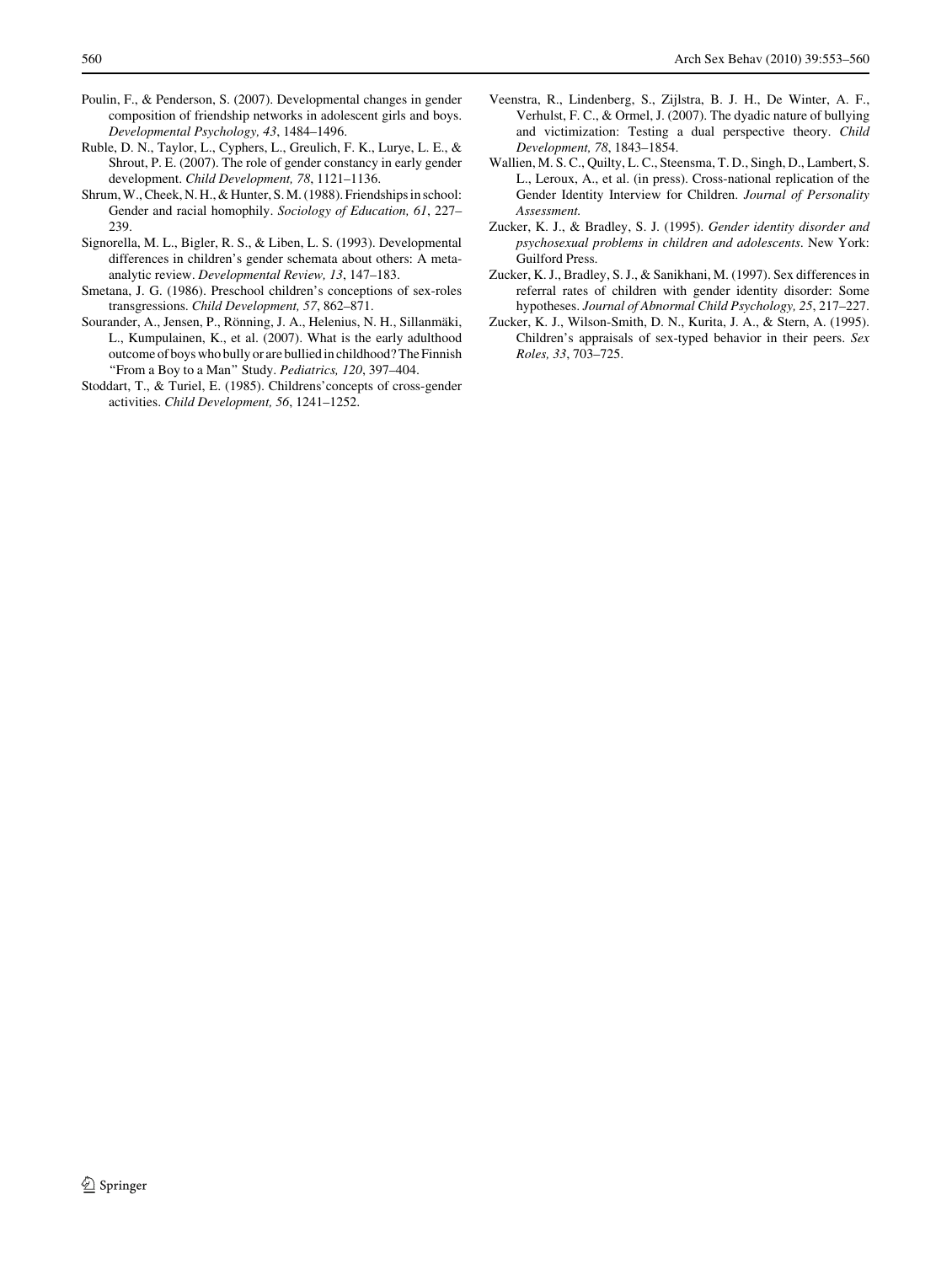Poulin, F., & Penderson, S. (2007). Developmental changes in gender composition of friendship networks in adolescent girls and boys. *Developmental Psychology, 43*, 1484–1496.

Ruble, D. N., Taylor, L., Cyphers, L., Greulich, F. K., Lurye, L. E., & Shrout, P. E. (2007). The role of gender constancy in early gender development. *Child Development, 78*, 1121–1136.

Shrum, W., Cheek, N. H., & Hunter, S. M. (1988). Friendships in school: Gender and racial homophily. *Sociology of Education, 61*, 227–239.

Signorella, M. L., Bigler, R. S., & Liben, L. S. (1993). Developmental differences in children's gender schemata about others: A meta-analytic review. *Developmental Review, 13*, 147–183.

Smetana, J. G. (1986). Preschool children's conceptions of sex-roles transgressions. *Child Development, 57*, 862–871.

Sourander, A., Jensen, P., Rönning, J. A., Helenius, N. H., Sillanmäki, L., Kumpulainen, K., et al. (2007). What is the early adulthood outcome of boys who bully or are bullied in childhood? The Finnish "From a Boy to a Man" Study. *Pediatrics, 120*, 397–404.

Stoddart, T., & Turiel, E. (1985). Childrens' concepts of cross-gender activities. *Child Development, 56*, 1241–1252.

Veenstra, R., Lindenberg, S., Zijlstra, B. J. H., De Winter, A. F., Verhulst, F. C., & Ormel, J. (2007). The dyadic nature of bullying and victimization: Testing a dual perspective theory. *Child Development, 78*, 1843–1854.

Wallien, M. S. C., Quilty, L. C., Steensma, T. D., Singh, D., Lambert, S. L., Leroux, A., et al. (in press). Cross-national replication of the Gender Identity Interview for Children. *Journal of Personality Assessment.*

Zucker, K. J., & Bradley, S. J. (1995). *Gender identity disorder and psychosexual problems in children and adolescents*. New York: Guilford Press.

Zucker, K. J., Bradley, S. J., & Sanikhani, M. (1997). Sex differences in referral rates of children with gender identity disorder: Some hypotheses. *Journal of Abnormal Child Psychology, 25*, 217–227.

Zucker, K. J., Wilson-Smith, D. N., Kurita, J. A., & Stern, A. (1995). Children's appraisals of sex-typed behavior in their peers. *Sex Roles, 33*, 703–725.